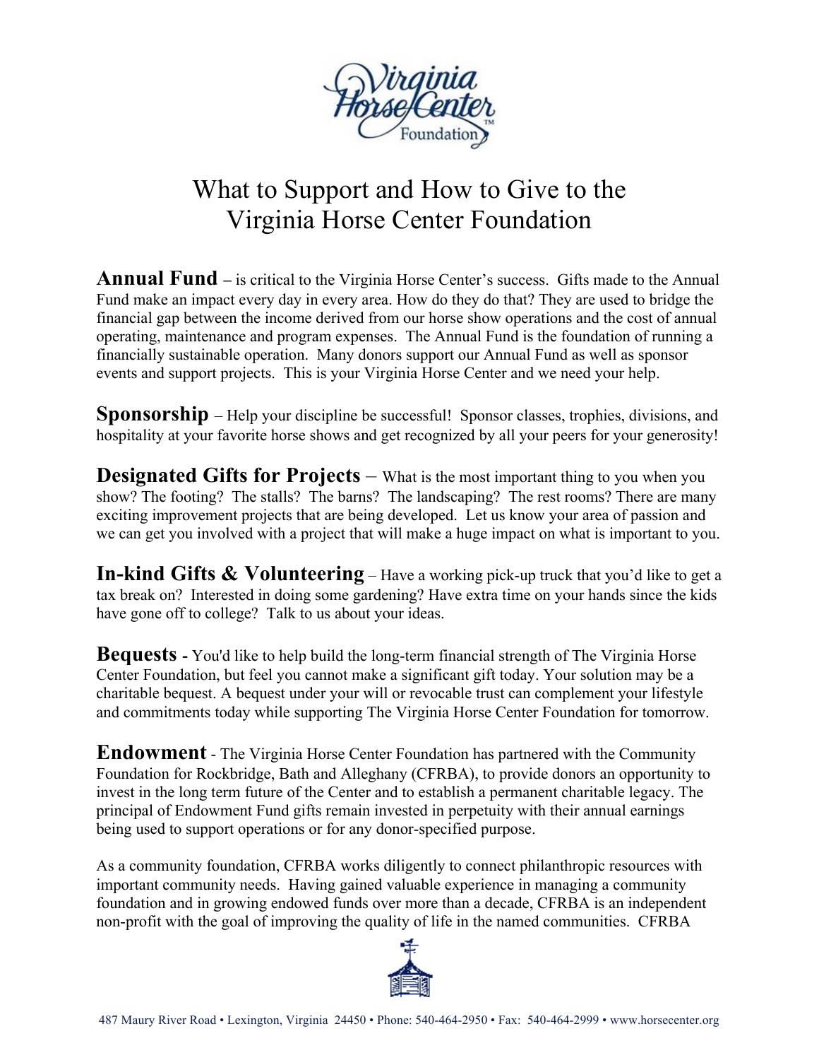# What to Support and How to Give to the Virginia Horse Center Foundation

**Annual Fund** – is critical to the Virginia Horse Center's success. Gifts made to the Annual Fund make an impact every day in every area. How do they do that? They are used to bridge the financial gap between the income derived from our horse show operations and the cost of annual operating, maintenance and program expenses. The Annual Fund is the foundation of running a financially sustainable operation. Many donors support our Annual Fund as well as sponsor events and support projects. This is your Virginia Horse Center and we need your help.

**Sponsorship** – Help your discipline be successful! Sponsor classes, trophies, divisions, and hospitality at your favorite horse shows and get recognized by all your peers for your generosity!

**Designated Gifts for Projects** – What is the most important thing to you when you show? The footing? The stalls? The barns? The landscaping? The rest rooms? There are many exciting improvement projects that are being developed. Let us know your area of passion and we can get you involved with a project that will make a huge impact on what is important to you.

**In-kind Gifts & Volunteering** – Have a working pick-up truck that you'd like to get a tax break on? Interested in doing some gardening? Have extra time on your hands since the kids have gone off to college? Talk to us about your ideas.

**Bequests** - You'd like to help build the long-term financial strength of The Virginia Horse Center Foundation, but feel you cannot make a significant gift today. Your solution may be a charitable bequest. A bequest under your will or revocable trust can complement your lifestyle and commitments today while supporting The Virginia Horse Center Foundation for tomorrow.

**Endowment** - The Virginia Horse Center Foundation has partnered with the Community Foundation for Rockbridge, Bath and Alleghany (CFRBA), to provide donors an opportunity to invest in the long term future of the Center and to establish a permanent charitable legacy. The principal of Endowment Fund gifts remain invested in perpetuity with their annual earnings being used to support operations or for any donor-specified purpose.

As a community foundation, CFRBA works diligently to connect philanthropic resources with important community needs. Having gained valuable experience in managing a community foundation and in growing endowed funds over more than a decade, CFRBA is an independent non-profit with the goal of improving the quality of life in the named communities. CFRBA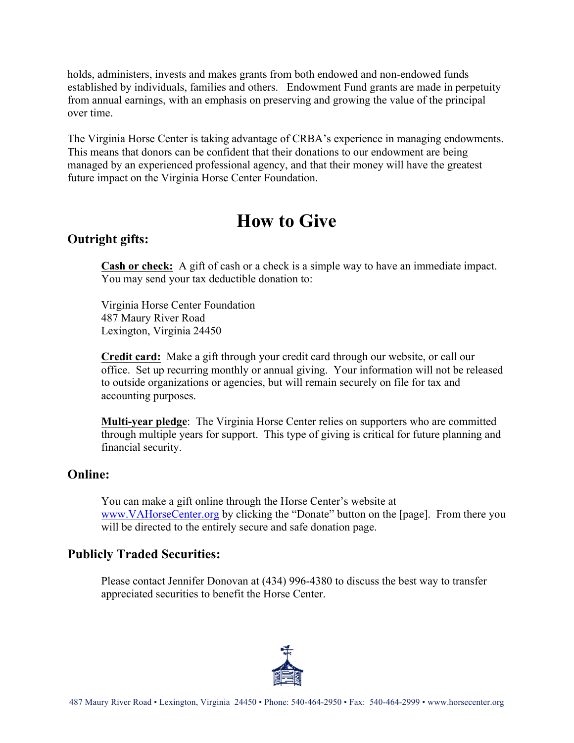holds, administers, invests and makes grants from both endowed and non-endowed funds established by individuals, families and others. Endowment Fund grants are made in perpetuity from annual earnings, with an emphasis on preserving and growing the value of the principal over time.

The Virginia Horse Center is taking advantage of CRBA's experience in managing endowments. This means that donors can be confident that their donations to our endowment are being managed by an experienced professional agency, and that their money will have the greatest future impact on the Virginia Horse Center Foundation.

# How to Give

## Outright gifts:

**Cash or check:** A gift of cash or a check is a simple way to have an immediate impact. You may send your tax deductible donation to:

Virginia Horse Center Foundation
487 Maury River Road
Lexington, Virginia 24450

**Credit card:** Make a gift through your credit card through our website, or call our office. Set up recurring monthly or annual giving. Your information will not be released to outside organizations or agencies, but will remain securely on file for tax and accounting purposes.

**Multi-year pledge**: The Virginia Horse Center relies on supporters who are committed through multiple years for support. This type of giving is critical for future planning and financial security.

## Online:

You can make a gift online through the Horse Center's website at www.VAHorseCenter.org by clicking the "Donate" button on the [page]. From there you will be directed to the entirely secure and safe donation page.

## Publicly Traded Securities:

Please contact Jennifer Donovan at (434) 996-4380 to discuss the best way to transfer appreciated securities to benefit the Horse Center.

487 Maury River Road • Lexington, Virginia 24450 • Phone: 540-464-2950 • Fax: 540-464-2999 • www.horsecenter.org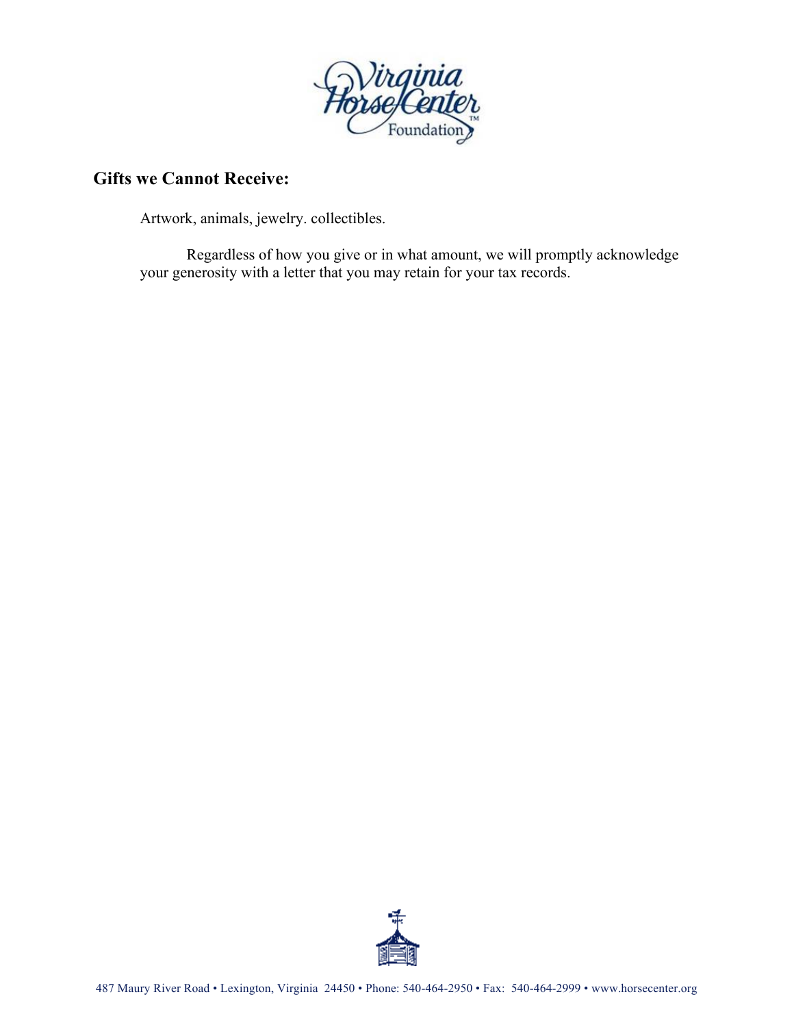## Gifts we Cannot Receive:

Artwork, animals, jewelry. collectibles.

Regardless of how you give or in what amount, we will promptly acknowledge your generosity with a letter that you may retain for your tax records.